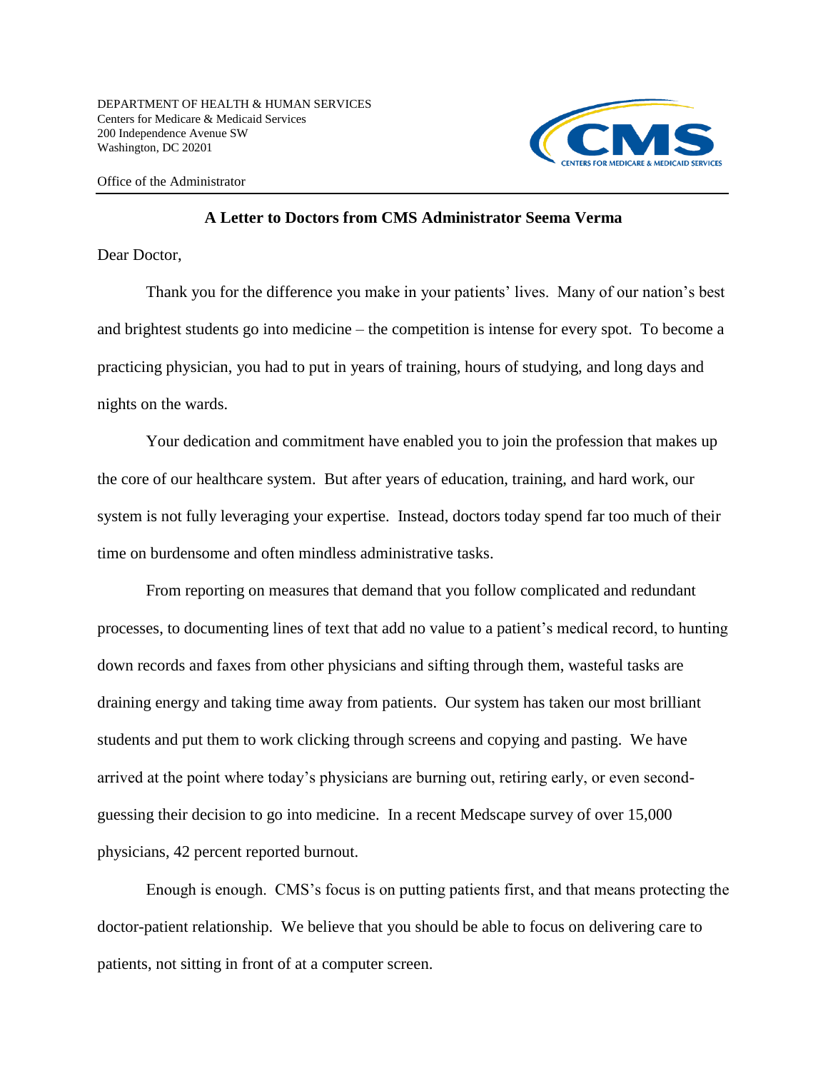DEPARTMENT OF HEALTH & HUMAN SERVICES
Centers for Medicare & Medicaid Services
200 Independence Avenue SW
Washington, DC 20201

Office of the Administrator

**A Letter to Doctors from CMS Administrator Seema Verma**

Dear Doctor,

Thank you for the difference you make in your patients' lives. Many of our nation's best and brightest students go into medicine – the competition is intense for every spot. To become a practicing physician, you had to put in years of training, hours of studying, and long days and nights on the wards.

Your dedication and commitment have enabled you to join the profession that makes up the core of our healthcare system. But after years of education, training, and hard work, our system is not fully leveraging your expertise. Instead, doctors today spend far too much of their time on burdensome and often mindless administrative tasks.

From reporting on measures that demand that you follow complicated and redundant processes, to documenting lines of text that add no value to a patient's medical record, to hunting down records and faxes from other physicians and sifting through them, wasteful tasks are draining energy and taking time away from patients. Our system has taken our most brilliant students and put them to work clicking through screens and copying and pasting. We have arrived at the point where today's physicians are burning out, retiring early, or even second-guessing their decision to go into medicine. In a recent Medscape survey of over 15,000 physicians, 42 percent reported burnout.

Enough is enough. CMS's focus is on putting patients first, and that means protecting the doctor-patient relationship. We believe that you should be able to focus on delivering care to patients, not sitting in front of at a computer screen.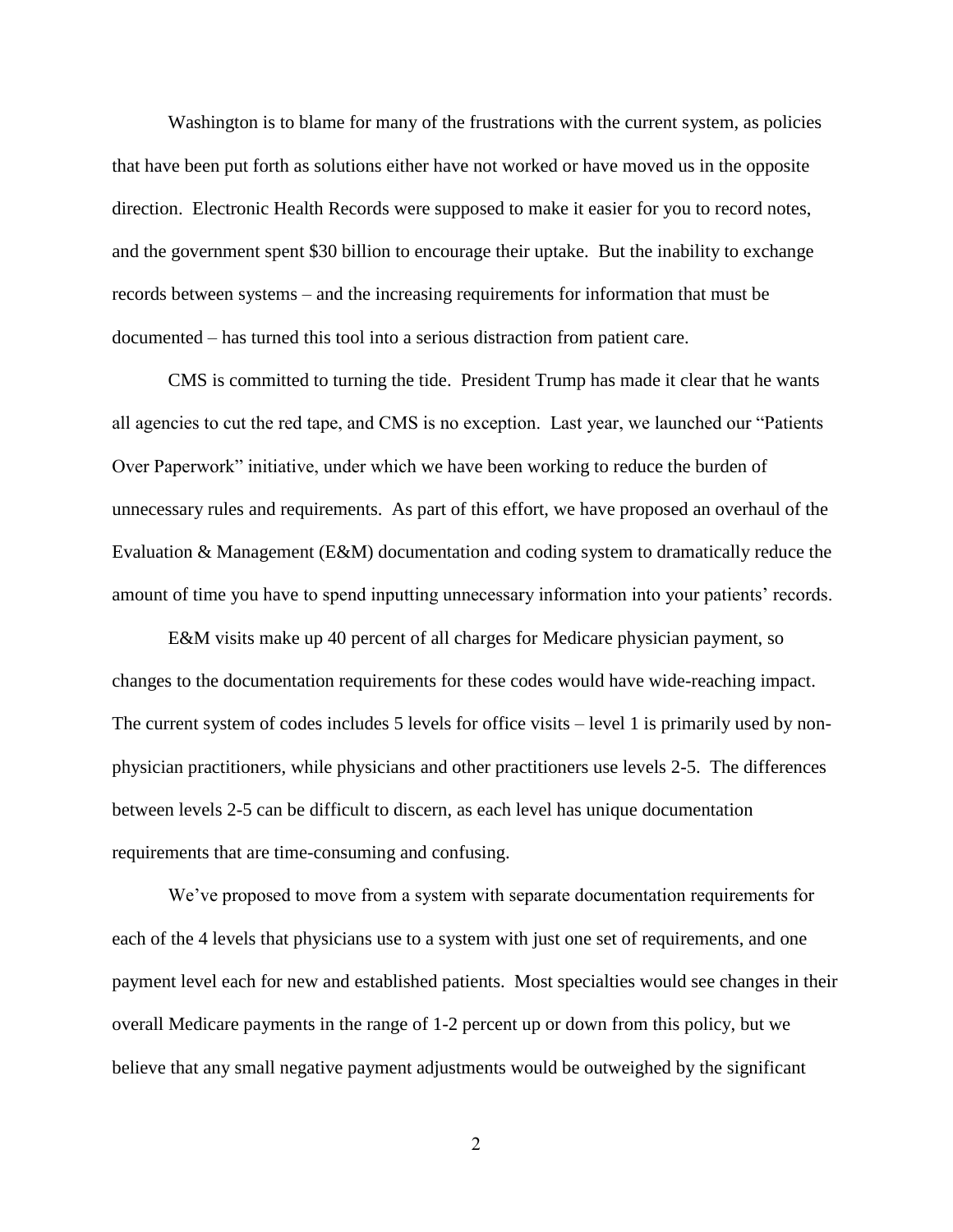Washington is to blame for many of the frustrations with the current system, as policies that have been put forth as solutions either have not worked or have moved us in the opposite direction. Electronic Health Records were supposed to make it easier for you to record notes, and the government spent $30 billion to encourage their uptake. But the inability to exchange records between systems – and the increasing requirements for information that must be documented – has turned this tool into a serious distraction from patient care.

CMS is committed to turning the tide. President Trump has made it clear that he wants all agencies to cut the red tape, and CMS is no exception. Last year, we launched our "Patients Over Paperwork" initiative, under which we have been working to reduce the burden of unnecessary rules and requirements. As part of this effort, we have proposed an overhaul of the Evaluation & Management (E&M) documentation and coding system to dramatically reduce the amount of time you have to spend inputting unnecessary information into your patients' records.

E&M visits make up 40 percent of all charges for Medicare physician payment, so changes to the documentation requirements for these codes would have wide-reaching impact. The current system of codes includes 5 levels for office visits – level 1 is primarily used by non-physician practitioners, while physicians and other practitioners use levels 2-5. The differences between levels 2-5 can be difficult to discern, as each level has unique documentation requirements that are time-consuming and confusing.

We've proposed to move from a system with separate documentation requirements for each of the 4 levels that physicians use to a system with just one set of requirements, and one payment level each for new and established patients. Most specialties would see changes in their overall Medicare payments in the range of 1-2 percent up or down from this policy, but we believe that any small negative payment adjustments would be outweighed by the significant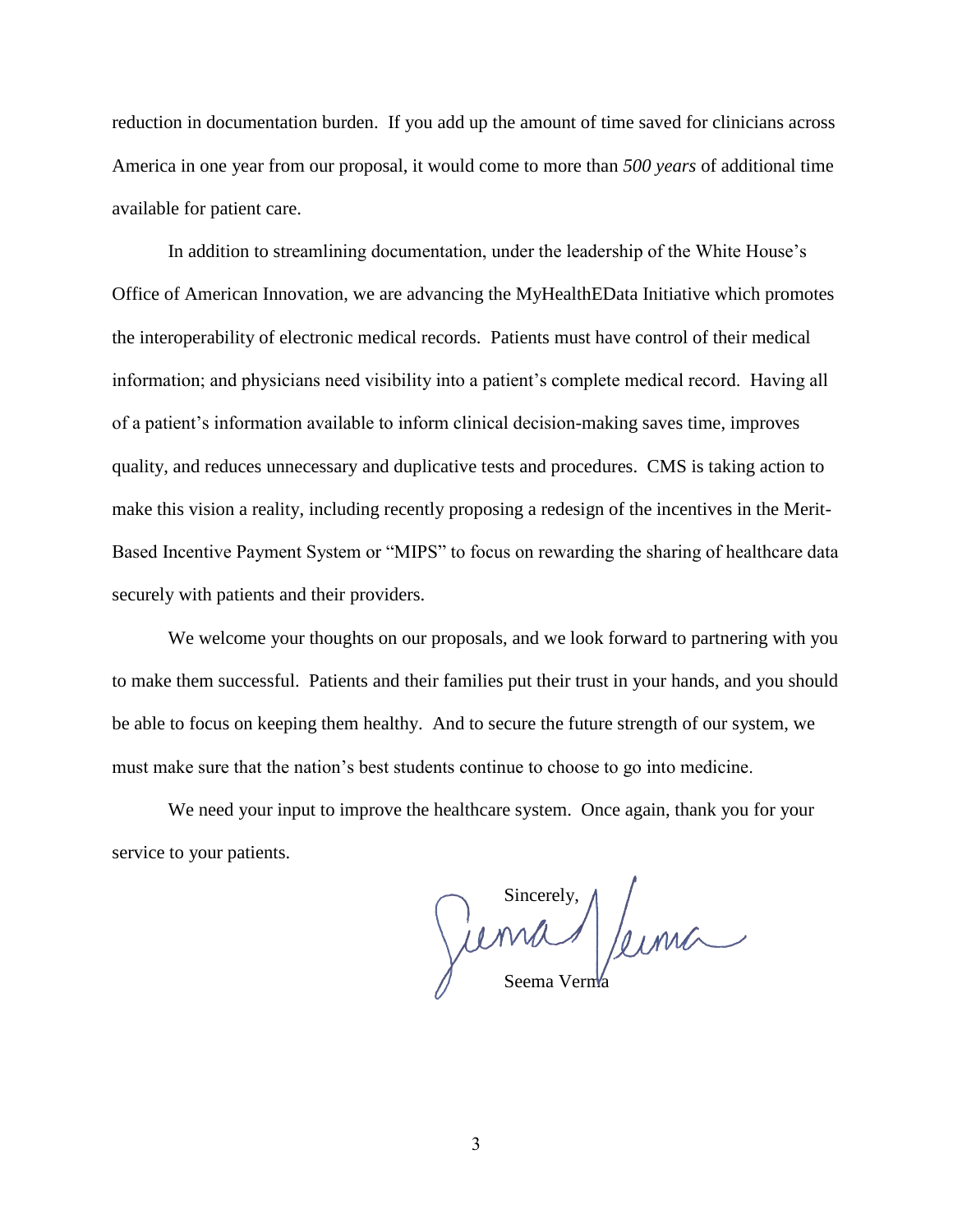reduction in documentation burden. If you add up the amount of time saved for clinicians across America in one year from our proposal, it would come to more than *500 years* of additional time available for patient care.

In addition to streamlining documentation, under the leadership of the White House's Office of American Innovation, we are advancing the MyHealthEData Initiative which promotes the interoperability of electronic medical records. Patients must have control of their medical information; and physicians need visibility into a patient's complete medical record. Having all of a patient's information available to inform clinical decision-making saves time, improves quality, and reduces unnecessary and duplicative tests and procedures. CMS is taking action to make this vision a reality, including recently proposing a redesign of the incentives in the Merit-Based Incentive Payment System or "MIPS" to focus on rewarding the sharing of healthcare data securely with patients and their providers.

We welcome your thoughts on our proposals, and we look forward to partnering with you to make them successful. Patients and their families put their trust in your hands, and you should be able to focus on keeping them healthy. And to secure the future strength of our system, we must make sure that the nation's best students continue to choose to go into medicine.

We need your input to improve the healthcare system. Once again, thank you for your service to your patients.

Sincerely,

Seema Verma